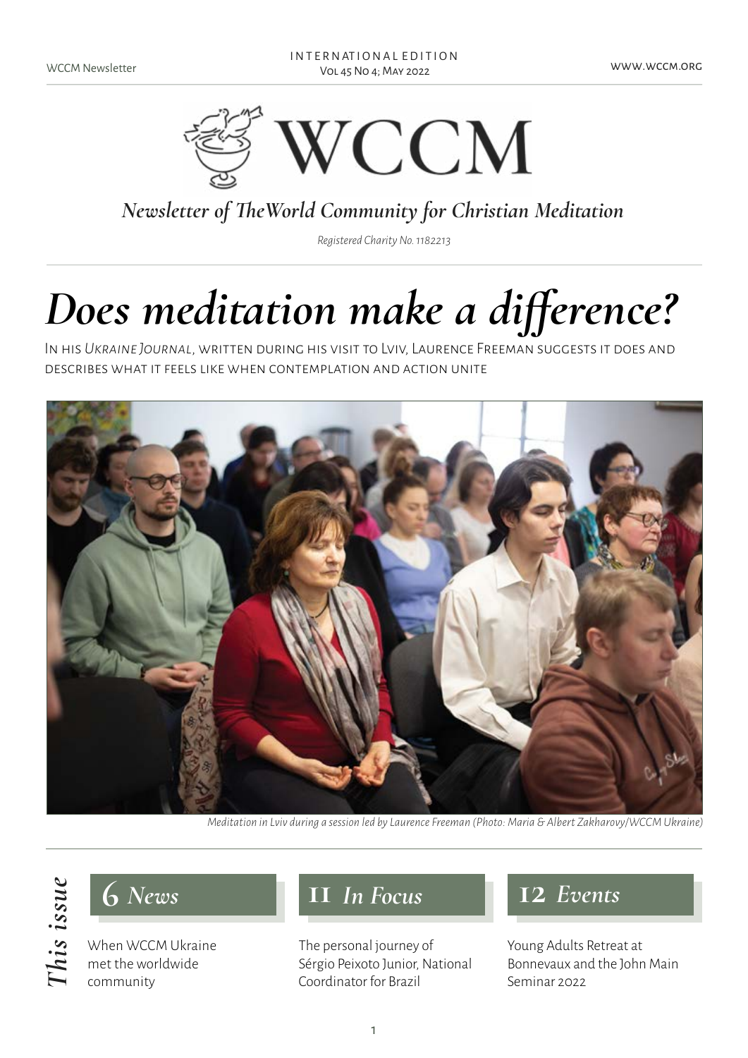INTERNATIONAL EDITION
Vol 45 No 4; May 2022

# WCCM

*Newsletter of The World Community for Christian Meditation*

*Registered Charity No. 1182213*

# *Does meditation make a difference?*

In his *Ukraine Journal*, written during his visit to Lviv, Laurence Freeman suggests it does and describes what it feels like when contemplation and action unite

*Meditation in Lviv during a session led by Laurence Freeman (Photo: Maria & Albert Zakharovy/WCCM Ukraine)*

## *This issue*

### 6 *News*

When WCCM Ukraine met the worldwide community

### 11 *In Focus*

The personal journey of Sérgio Peixoto Junior, National Coordinator for Brazil

### 12 *Events*

Young Adults Retreat at Bonnevaux and the John Main Seminar 2022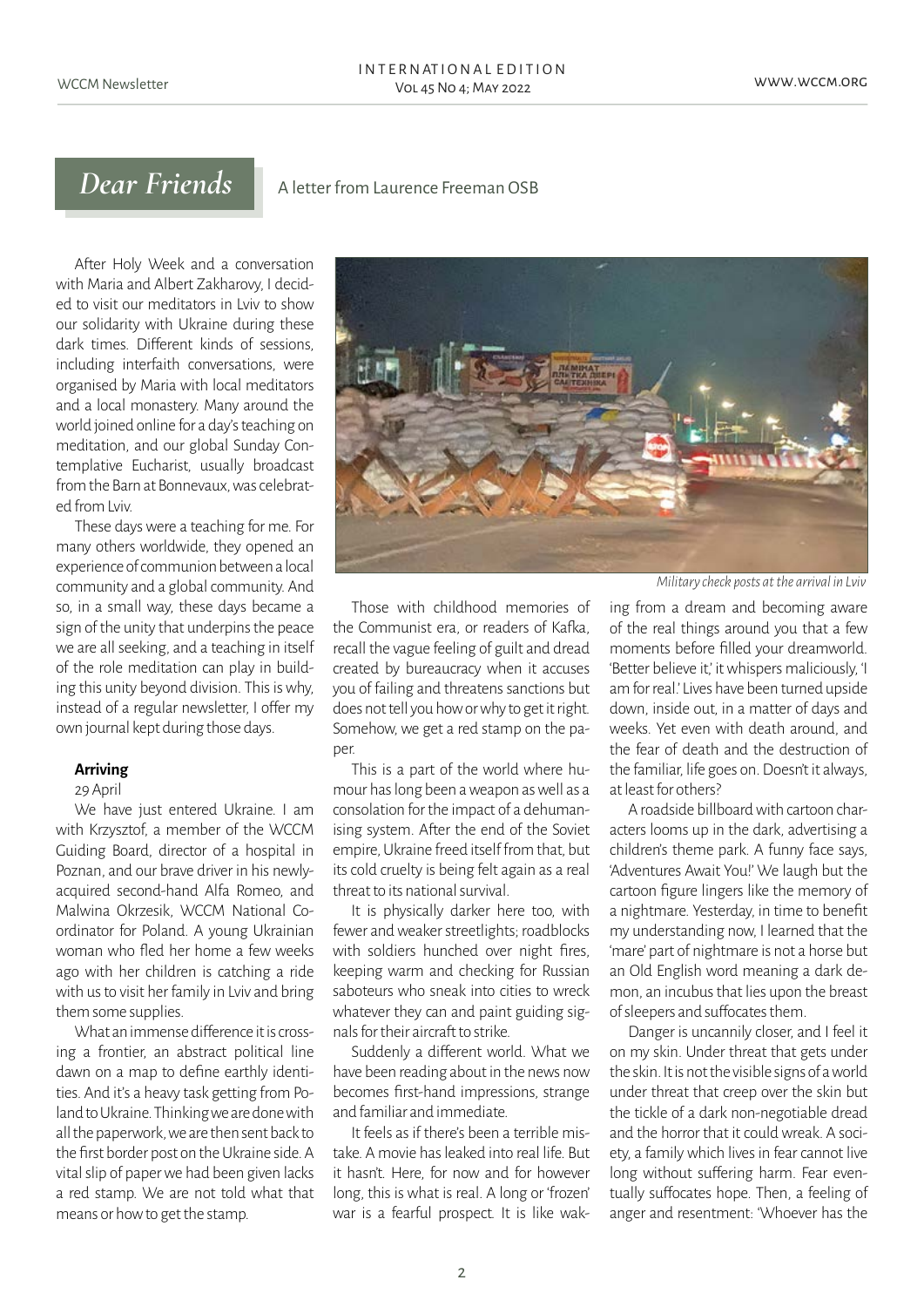# *Dear Friends*

A letter from Laurence Freeman OSB

After Holy Week and a conversation with Maria and Albert Zakharovy, I decided to visit our meditators in Lviv to show our solidarity with Ukraine during these dark times. Different kinds of sessions, including interfaith conversations, were organised by Maria with local meditators and a local monastery. Many around the world joined online for a day's teaching on meditation, and our global Sunday Contemplative Eucharist, usually broadcast from the Barn at Bonnevaux, was celebrated from Lviv.

These days were a teaching for me. For many others worldwide, they opened an experience of communion between a local community and a global community. And so, in a small way, these days became a sign of the unity that underpins the peace we are all seeking, and a teaching in itself of the role meditation can play in building this unity beyond division. This is why, instead of a regular newsletter, I offer my own journal kept during those days.

**Arriving**

29 April

We have just entered Ukraine. I am with Krzysztof, a member of the WCCM Guiding Board, director of a hospital in Poznan, and our brave driver in his newly-acquired second-hand Alfa Romeo, and Malwina Okrzesik, WCCM National Coordinator for Poland. A young Ukrainian woman who fled her home a few weeks ago with her children is catching a ride with us to visit her family in Lviv and bring them some supplies.

What an immense difference it is crossing a frontier, an abstract political line dawn on a map to define earthly identities. And it's a heavy task getting from Poland to Ukraine. Thinking we are done with all the paperwork, we are then sent back to the first border post on the Ukraine side. A vital slip of paper we had been given lacks a red stamp. We are not told what that means or how to get the stamp.

*Military check posts at the arrival in Lviv*

Those with childhood memories of the Communist era, or readers of Kafka, recall the vague feeling of guilt and dread created by bureaucracy when it accuses you of failing and threatens sanctions but does not tell you how or why to get it right. Somehow, we get a red stamp on the paper.

This is a part of the world where humour has long been a weapon as well as a consolation for the impact of a dehumanising system. After the end of the Soviet empire, Ukraine freed itself from that, but its cold cruelty is being felt again as a real threat to its national survival.

It is physically darker here too, with fewer and weaker streetlights; roadblocks with soldiers hunched over night fires, keeping warm and checking for Russian saboteurs who sneak into cities to wreck whatever they can and paint guiding signals for their aircraft to strike.

Suddenly a different world. What we have been reading about in the news now becomes first-hand impressions, strange and familiar and immediate.

It feels as if there's been a terrible mistake. A movie has leaked into real life. But it hasn't. Here, for now and for however long, this is what is real. A long or 'frozen' war is a fearful prospect. It is like waking from a dream and becoming aware of the real things around you that a few moments before filled your dreamworld. 'Better believe it,' it whispers maliciously, 'I am for real.' Lives have been turned upside down, inside out, in a matter of days and weeks. Yet even with death around, and the fear of death and the destruction of the familiar, life goes on. Doesn't it always, at least for others?

A roadside billboard with cartoon characters looms up in the dark, advertising a children's theme park. A funny face says, 'Adventures Await You!' We laugh but the cartoon figure lingers like the memory of a nightmare. Yesterday, in time to benefit my understanding now, I learned that the 'mare' part of nightmare is not a horse but an Old English word meaning a dark demon, an incubus that lies upon the breast of sleepers and suffocates them.

Danger is uncannily closer, and I feel it on my skin. Under threat that gets under the skin. It is not the visible signs of a world under threat that creep over the skin but the tickle of a dark non-negotiable dread and the horror that it could wreak. A society, a family which lives in fear cannot live long without suffering harm. Fear eventually suffocates hope. Then, a feeling of anger and resentment: 'Whoever has the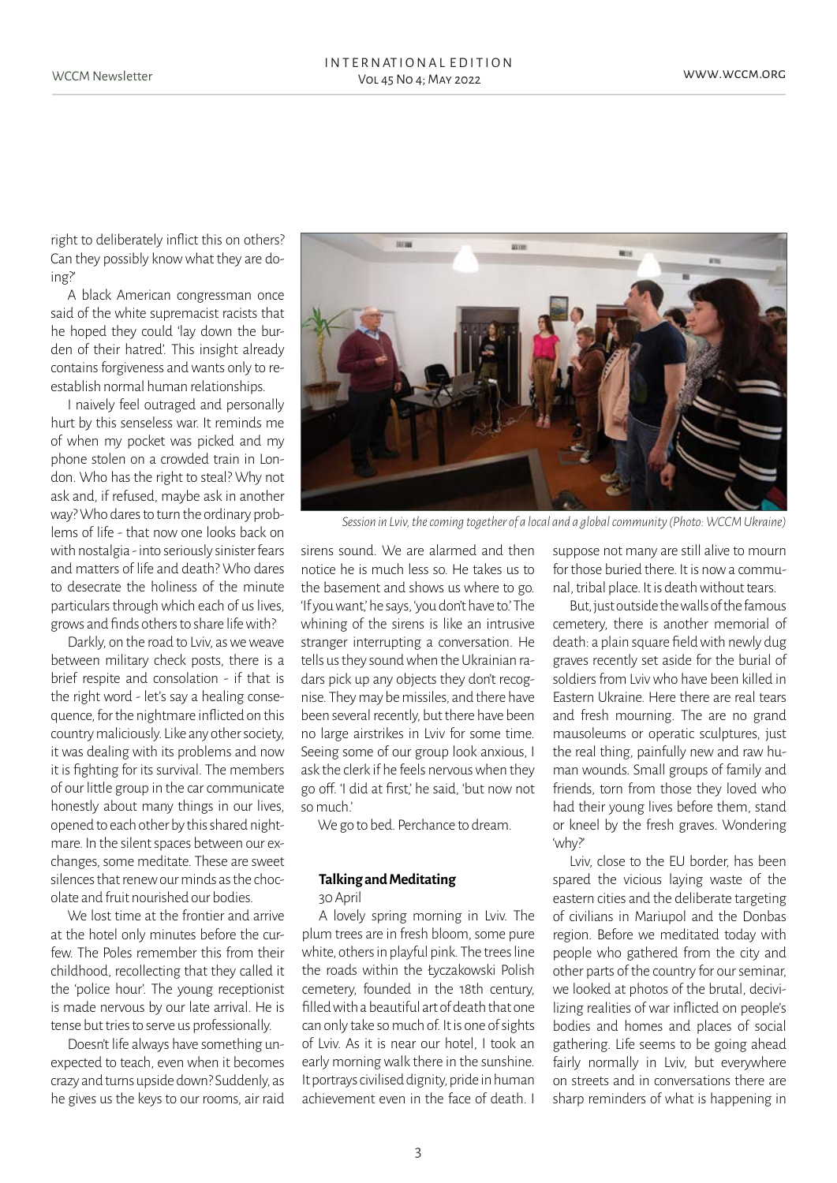right to deliberately inflict this on others? Can they possibly know what they are doing?'

A black American congressman once said of the white supremacist racists that he hoped they could 'lay down the burden of their hatred'. This insight already contains forgiveness and wants only to re-establish normal human relationships.

I naively feel outraged and personally hurt by this senseless war. It reminds me of when my pocket was picked and my phone stolen on a crowded train in London. Who has the right to steal? Why not ask and, if refused, maybe ask in another way? Who dares to turn the ordinary problems of life - that now one looks back on with nostalgia - into seriously sinister fears and matters of life and death? Who dares to desecrate the holiness of the minute particulars through which each of us lives, grows and finds others to share life with?

Darkly, on the road to Lviv, as we weave between military check posts, there is a brief respite and consolation - if that is the right word - let's say a healing consequence, for the nightmare inflicted on this country maliciously. Like any other society, it was dealing with its problems and now it is fighting for its survival. The members of our little group in the car communicate honestly about many things in our lives, opened to each other by this shared nightmare. In the silent spaces between our exchanges, some meditate. These are sweet silences that renew our minds as the chocolate and fruit nourished our bodies.

We lost time at the frontier and arrive at the hotel only minutes before the curfew. The Poles remember this from their childhood, recollecting that they called it the 'police hour'. The young receptionist is made nervous by our late arrival. He is tense but tries to serve us professionally.

Doesn't life always have something unexpected to teach, even when it becomes crazy and turns upside down? Suddenly, as he gives us the keys to our rooms, air raid sirens sound. We are alarmed and then notice he is much less so. He takes us to the basement and shows us where to go. 'If you want,' he says, 'you don't have to.' The whining of the sirens is like an intrusive stranger interrupting a conversation. He tells us they sound when the Ukrainian radars pick up any objects they don't recognise. They may be missiles, and there have been several recently, but there have been no large airstrikes in Lviv for some time. Seeing some of our group look anxious, I ask the clerk if he feels nervous when they go off. 'I did at first,' he said, 'but now not so much.'

*Session in Lviv, the coming together of a local and a global community (Photo: WCCM Ukraine)*

We go to bed. Perchance to dream.

**Talking and Meditating**

30 April

A lovely spring morning in Lviv. The plum trees are in fresh bloom, some pure white, others in playful pink. The trees line the roads within the Łyczakowski Polish cemetery, founded in the 18th century, filled with a beautiful art of death that one can only take so much of. It is one of sights of Lviv. As it is near our hotel, I took an early morning walk there in the sunshine. It portrays civilised dignity, pride in human achievement even in the face of death. I suppose not many are still alive to mourn for those buried there. It is now a communal, tribal place. It is death without tears.

But, just outside the walls of the famous cemetery, there is another memorial of death: a plain square field with newly dug graves recently set aside for the burial of soldiers from Lviv who have been killed in Eastern Ukraine. Here there are real tears and fresh mourning. The are no grand mausoleums or operatic sculptures, just the real thing, painfully new and raw human wounds. Small groups of family and friends, torn from those they loved who had their young lives before them, stand or kneel by the fresh graves. Wondering 'why?'

Lviv, close to the EU border, has been spared the vicious laying waste of the eastern cities and the deliberate targeting of civilians in Mariupol and the Donbas region. Before we meditated today with people who gathered from the city and other parts of the country for our seminar, we looked at photos of the brutal, decivilizing realities of war inflicted on people's bodies and homes and places of social gathering. Life seems to be going ahead fairly normally in Lviv, but everywhere on streets and in conversations there are sharp reminders of what is happening in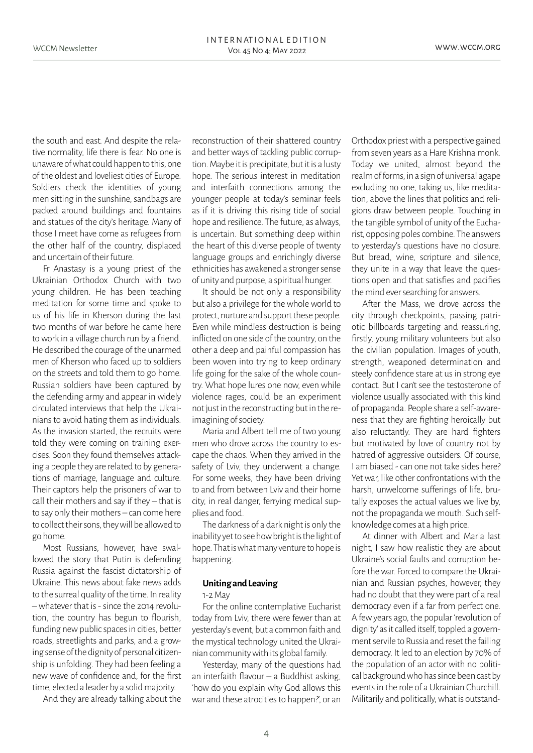the south and east. And despite the relative normality, life there is fear. No one is unaware of what could happen to this, one of the oldest and loveliest cities of Europe. Soldiers check the identities of young men sitting in the sunshine, sandbags are packed around buildings and fountains and statues of the city's heritage. Many of those I meet have come as refugees from the other half of the country, displaced and uncertain of their future.

Fr Anastasy is a young priest of the Ukrainian Orthodox Church with two young children. He has been teaching meditation for some time and spoke to us of his life in Kherson during the last two months of war before he came here to work in a village church run by a friend. He described the courage of the unarmed men of Kherson who faced up to soldiers on the streets and told them to go home. Russian soldiers have been captured by the defending army and appear in widely circulated interviews that help the Ukrainians to avoid hating them as individuals. As the invasion started, the recruits were told they were coming on training exercises. Soon they found themselves attacking a people they are related to by generations of marriage, language and culture. Their captors help the prisoners of war to call their mothers and say if they – that is to say only their mothers – can come here to collect their sons, they will be allowed to go home.

Most Russians, however, have swallowed the story that Putin is defending Russia against the fascist dictatorship of Ukraine. This news about fake news adds to the surreal quality of the time. In reality – whatever that is - since the 2014 revolution, the country has begun to flourish, funding new public spaces in cities, better roads, streetlights and parks, and a growing sense of the dignity of personal citizenship is unfolding. They had been feeling a new wave of confidence and, for the first time, elected a leader by a solid majority.

And they are already talking about the reconstruction of their shattered country and better ways of tackling public corruption. Maybe it is precipitate, but it is a lusty hope. The serious interest in meditation and interfaith connections among the younger people at today's seminar feels as if it is driving this rising tide of social hope and resilience. The future, as always, is uncertain. But something deep within the heart of this diverse people of twenty language groups and enrichingly diverse ethnicities has awakened a stronger sense of unity and purpose, a spiritual hunger.

It should be not only a responsibility but also a privilege for the whole world to protect, nurture and support these people. Even while mindless destruction is being inflicted on one side of the country, on the other a deep and painful compassion has been woven into trying to keep ordinary life going for the sake of the whole country. What hope lures one now, even while violence rages, could be an experiment not just in the reconstructing but in the reimagining of society.

Maria and Albert tell me of two young men who drove across the country to escape the chaos. When they arrived in the safety of Lviv, they underwent a change. For some weeks, they have been driving to and from between Lviv and their home city, in real danger, ferrying medical supplies and food.

The darkness of a dark night is only the inability yet to see how bright is the light of hope. That is what many venture to hope is happening.

### Uniting and Leaving

1-2 May

For the online contemplative Eucharist today from Lviv, there were fewer than at yesterday's event, but a common faith and the mystical technology united the Ukrainian community with its global family.

Yesterday, many of the questions had an interfaith flavour – a Buddhist asking, 'how do you explain why God allows this war and these atrocities to happen?', or an Orthodox priest with a perspective gained from seven years as a Hare Krishna monk. Today we united, almost beyond the realm of forms, in a sign of universal agape excluding no one, taking us, like meditation, above the lines that politics and religions draw between people. Touching in the tangible symbol of unity of the Eucharist, opposing poles combine. The answers to yesterday's questions have no closure. But bread, wine, scripture and silence, they unite in a way that leave the questions open and that satisfies and pacifies the mind ever searching for answers.

After the Mass, we drove across the city through checkpoints, passing patriotic billboards targeting and reassuring, firstly, young military volunteers but also the civilian population. Images of youth, strength, weaponed determination and steely confidence stare at us in strong eye contact. But I can't see the testosterone of violence usually associated with this kind of propaganda. People share a self-awareness that they are fighting heroically but also reluctantly. They are hard fighters but motivated by love of country not by hatred of aggressive outsiders. Of course, I am biased - can one not take sides here? Yet war, like other confrontations with the harsh, unwelcome sufferings of life, brutally exposes the actual values we live by, not the propaganda we mouth. Such self-knowledge comes at a high price.

At dinner with Albert and Maria last night, I saw how realistic they are about Ukraine's social faults and corruption before the war. Forced to compare the Ukrainian and Russian psyches, however, they had no doubt that they were part of a real democracy even if a far from perfect one. A few years ago, the popular 'revolution of dignity' as it called itself, toppled a government servile to Russia and reset the failing democracy. It led to an election by 70% of the population of an actor with no political background who has since been cast by events in the role of a Ukrainian Churchill. Militarily and politically, what is outstand-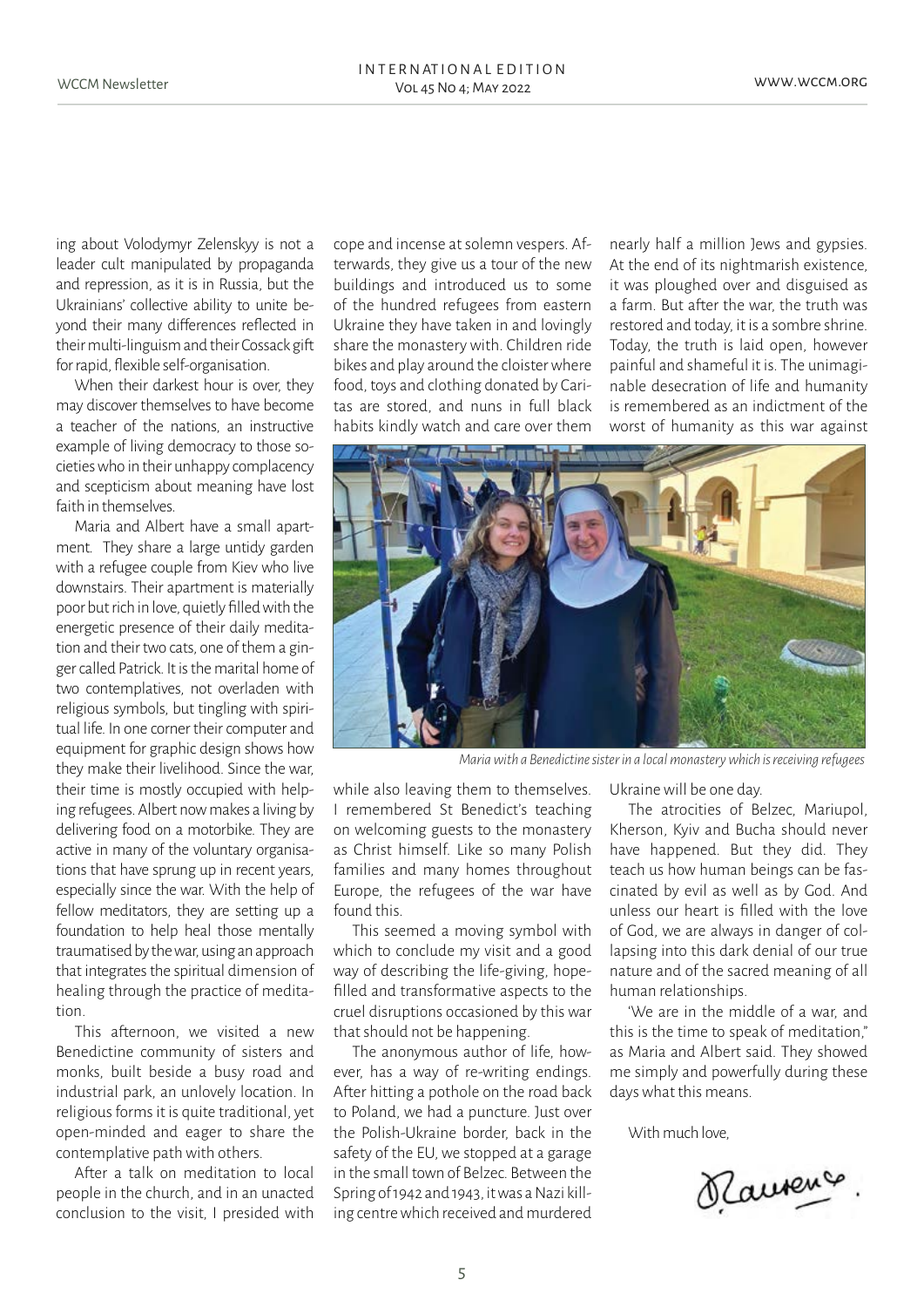ing about Volodymyr Zelenskyy is not a leader cult manipulated by propaganda and repression, as it is in Russia, but the Ukrainians' collective ability to unite beyond their many differences reflected in their multi-linguism and their Cossack gift for rapid, flexible self-organisation.

When their darkest hour is over, they may discover themselves to have become a teacher of the nations, an instructive example of living democracy to those societies who in their unhappy complacency and scepticism about meaning have lost faith in themselves.

Maria and Albert have a small apartment. They share a large untidy garden with a refugee couple from Kiev who live downstairs. Their apartment is materially poor but rich in love, quietly filled with the energetic presence of their daily meditation and their two cats, one of them a ginger called Patrick. It is the marital home of two contemplatives, not overladen with religious symbols, but tingling with spiritual life. In one corner their computer and equipment for graphic design shows how they make their livelihood. Since the war, their time is mostly occupied with helping refugees. Albert now makes a living by delivering food on a motorbike. They are active in many of the voluntary organisations that have sprung up in recent years, especially since the war. With the help of fellow meditators, they are setting up a foundation to help heal those mentally traumatised by the war, using an approach that integrates the spiritual dimension of healing through the practice of meditation.

This afternoon, we visited a new Benedictine community of sisters and monks, built beside a busy road and industrial park, an unlovely location. In religious forms it is quite traditional, yet open-minded and eager to share the contemplative path with others.

After a talk on meditation to local people in the church, and in an unacted conclusion to the visit, I presided with cope and incense at solemn vespers. Afterwards, they give us a tour of the new buildings and introduced us to some of the hundred refugees from eastern Ukraine they have taken in and lovingly share the monastery with. Children ride bikes and play around the cloister where food, toys and clothing donated by Caritas are stored, and nuns in full black habits kindly watch and care over them while also leaving them to themselves. I remembered St Benedict's teaching on welcoming guests to the monastery as Christ himself. Like so many Polish families and many homes throughout Europe, the refugees of the war have found this.

This seemed a moving symbol with which to conclude my visit and a good way of describing the life-giving, hope-filled and transformative aspects to the cruel disruptions occasioned by this war that should not be happening.

The anonymous author of life, however, has a way of re-writing endings. After hitting a pothole on the road back to Poland, we had a puncture. Just over the Polish-Ukraine border, back in the safety of the EU, we stopped at a garage in the small town of Belzec. Between the Spring of 1942 and 1943, it was a Nazi killing centre which received and murdered nearly half a million Jews and gypsies. At the end of its nightmarish existence, it was ploughed over and disguised as a farm. But after the war, the truth was restored and today, it is a sombre shrine. Today, the truth is laid open, however painful and shameful it is. The unimaginable desecration of life and humanity is remembered as an indictment of the worst of humanity as this war against Ukraine will be one day.

*Maria with a Benedictine sister in a local monastery which is receiving refugees*

The atrocities of Belzec, Mariupol, Kherson, Kyiv and Bucha should never have happened. But they did. They teach us how human beings can be fascinated by evil as well as by God. And unless our heart is filled with the love of God, we are always in danger of collapsing into this dark denial of our true nature and of the sacred meaning of all human relationships.

'We are in the middle of a war, and this is the time to speak of meditation," as Maria and Albert said. They showed me simply and powerfully during these days what this means.

With much love,

Laurence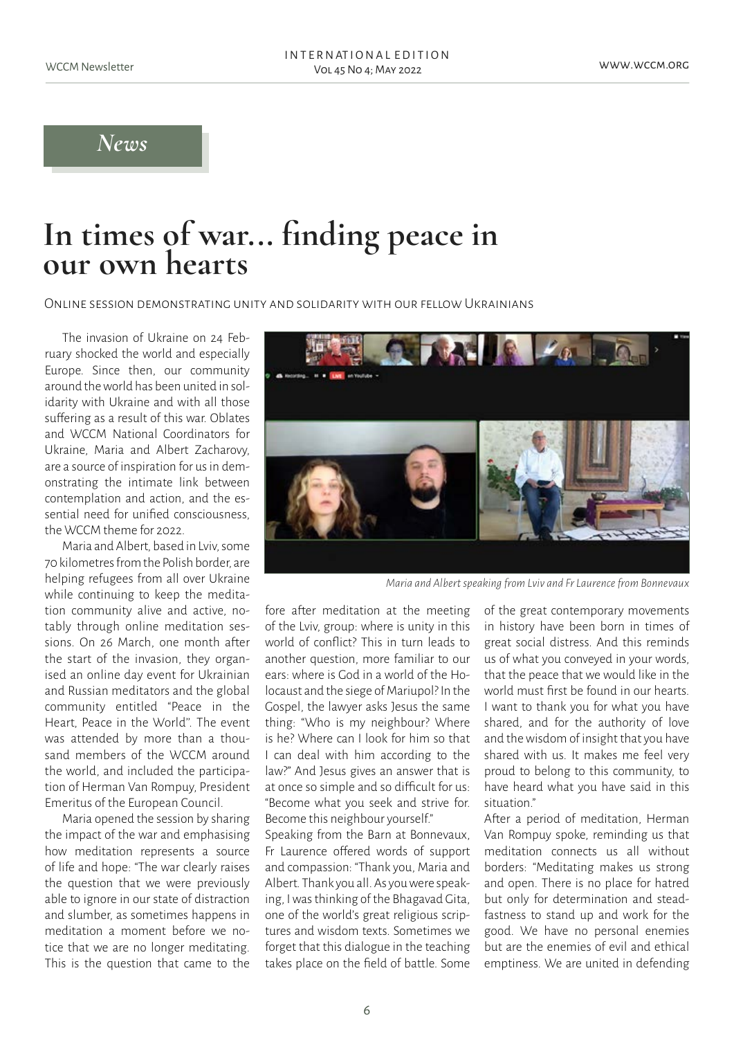*News*

# In times of war... finding peace in our own hearts

Online session demonstrating unity and solidarity with our fellow Ukrainians

The invasion of Ukraine on 24 February shocked the world and especially Europe. Since then, our community around the world has been united in solidarity with Ukraine and with all those suffering as a result of this war. Oblates and WCCM National Coordinators for Ukraine, Maria and Albert Zacharovy, are a source of inspiration for us in demonstrating the intimate link between contemplation and action, and the essential need for unified consciousness, the WCCM theme for 2022.

Maria and Albert, based in Lviv, some 70 kilometres from the Polish border, are helping refugees from all over Ukraine while continuing to keep the meditation community alive and active, notably through online meditation sessions. On 26 March, one month after the start of the invasion, they organised an online day event for Ukrainian and Russian meditators and the global community entitled "Peace in the Heart, Peace in the World". The event was attended by more than a thousand members of the WCCM around the world, and included the participation of Herman Van Rompuy, President Emeritus of the European Council.

Maria opened the session by sharing the impact of the war and emphasising how meditation represents a source of life and hope: "The war clearly raises the question that we were previously able to ignore in our state of distraction and slumber, as sometimes happens in meditation a moment before we notice that we are no longer meditating. This is the question that came to the fore after meditation at the meeting of the Lviv, group: where is unity in this world of conflict? This in turn leads to another question, more familiar to our ears: where is God in a world of the Holocaust and the siege of Mariupol? In the Gospel, the lawyer asks Jesus the same thing: "Who is my neighbour? Where is he? Where can I look for him so that I can deal with him according to the law?" And Jesus gives an answer that is at once so simple and so difficult for us: "Become what you seek and strive for. Become this neighbour yourself."

Maria and Albert speaking from Lviv and Fr Laurence from Bonnevaux

Speaking from the Barn at Bonnevaux, Fr Laurence offered words of support and compassion: "Thank you, Maria and Albert. Thank you all. As you were speaking, I was thinking of the Bhagavad Gita, one of the world's great religious scriptures and wisdom texts. Sometimes we forget that this dialogue in the teaching takes place on the field of battle. Some of the great contemporary movements in history have been born in times of great social distress. And this reminds us of what you conveyed in your words, that the peace that we would like in the world must first be found in our hearts. I want to thank you for what you have shared, and for the authority of love and the wisdom of insight that you have shared with us. It makes me feel very proud to belong to this community, to have heard what you have said in this situation."

After a period of meditation, Herman Van Rompuy spoke, reminding us that meditation connects us all without borders: "Meditating makes us strong and open. There is no place for hatred but only for determination and steadfastness to stand up and work for the good. We have no personal enemies but are the enemies of evil and ethical emptiness. We are united in defending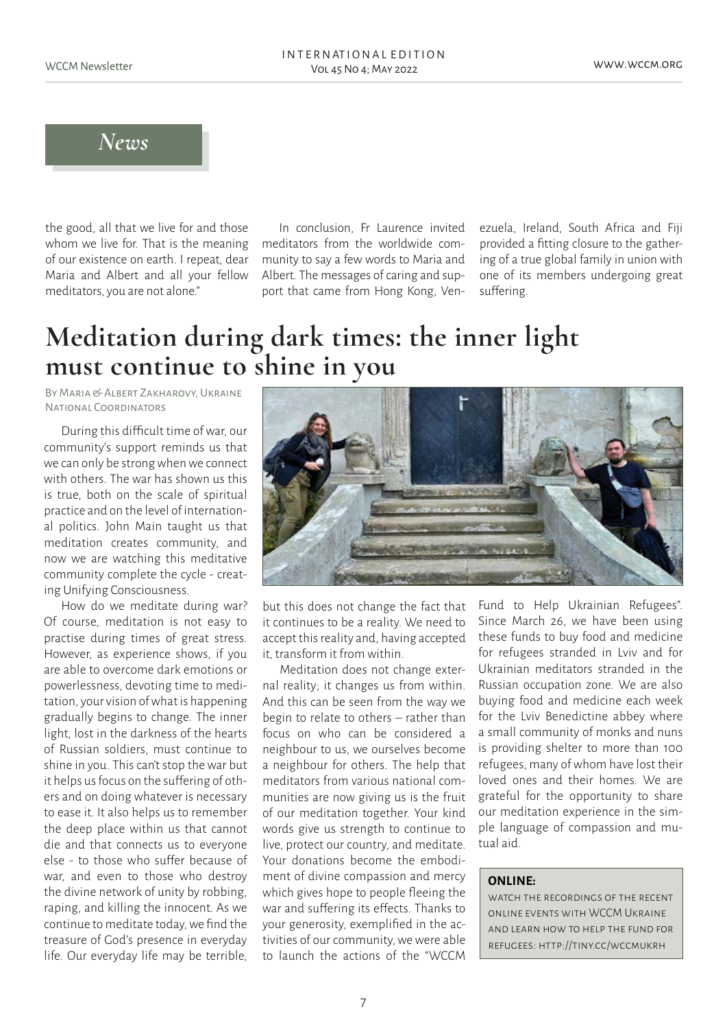*News*

the good, all that we live for and those whom we live for. That is the meaning of our existence on earth. I repeat, dear Maria and Albert and all your fellow meditators, you are not alone."

In conclusion, Fr Laurence invited meditators from the worldwide community to say a few words to Maria and Albert. The messages of caring and support that came from Hong Kong, Venezuela, Ireland, South Africa and Fiji provided a fitting closure to the gathering of a true global family in union with one of its members undergoing great suffering.

# Meditation during dark times: the inner light must continue to shine in you

By Maria & Albert Zakharovy, Ukraine National Coordinators

During this difficult time of war, our community's support reminds us that we can only be strong when we connect with others. The war has shown us this is true, both on the scale of spiritual practice and on the level of international politics. John Main taught us that meditation creates community, and now we are watching this meditative community complete the cycle - creating Unifying Consciousness.

How do we meditate during war? Of course, meditation is not easy to practise during times of great stress. However, as experience shows, if you are able to overcome dark emotions or powerlessness, devoting time to meditation, your vision of what is happening gradually begins to change. The inner light, lost in the darkness of the hearts of Russian soldiers, must continue to shine in you. This can't stop the war but it helps us focus on the suffering of others and on doing whatever is necessary to ease it. It also helps us to remember the deep place within us that cannot die and that connects us to everyone else - to those who suffer because of war, and even to those who destroy the divine network of unity by robbing, raping, and killing the innocent. As we continue to meditate today, we find the treasure of God's presence in everyday life. Our everyday life may be terrible, but this does not change the fact that it continues to be a reality. We need to accept this reality and, having accepted it, transform it from within.

Meditation does not change external reality; it changes us from within. And this can be seen from the way we begin to relate to others – rather than focus on who can be considered a neighbour to us, we ourselves become a neighbour for others. The help that meditators from various national communities are now giving us is the fruit of our meditation together. Your kind words give us strength to continue to live, protect our country, and meditate. Your donations become the embodiment of divine compassion and mercy which gives hope to people fleeing the war and suffering its effects. Thanks to your generosity, exemplified in the activities of our community, we were able to launch the actions of the "WCCM Fund to Help Ukrainian Refugees". Since March 26, we have been using these funds to buy food and medicine for refugees stranded in Lviv and for Ukrainian meditators stranded in the Russian occupation zone. We are also buying food and medicine each week for the Lviv Benedictine abbey where a small community of monks and nuns is providing shelter to more than 100 refugees, many of whom have lost their loved ones and their homes. We are grateful for the opportunity to share our meditation experience in the simple language of compassion and mutual aid.

**ONLINE:**

Watch the recordings of the recent online events with WCCM Ukraine and learn how to help the fund for refugees: http://tiny.cc/wccmukrh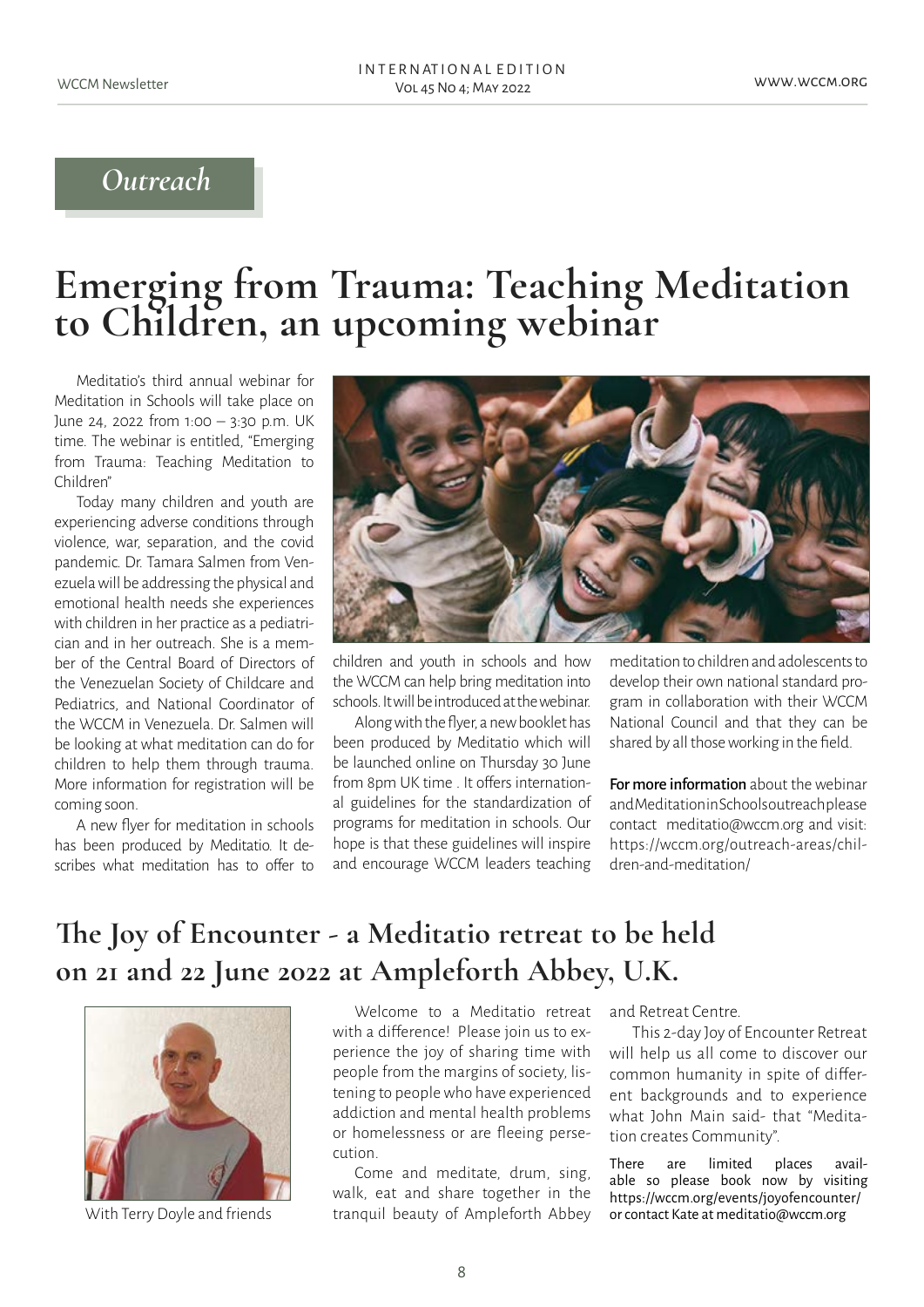## *Outreach*

# Emerging from Trauma: Teaching Meditation to Children, an upcoming webinar

Meditatio's third annual webinar for Meditation in Schools will take place on June 24, 2022 from 1:00 – 3:30 p.m. UK time. The webinar is entitled, "Emerging from Trauma: Teaching Meditation to Children"

Today many children and youth are experiencing adverse conditions through violence, war, separation, and the covid pandemic. Dr. Tamara Salmen from Venezuela will be addressing the physical and emotional health needs she experiences with children in her practice as a pediatrician and in her outreach. She is a member of the Central Board of Directors of the Venezuelan Society of Childcare and Pediatrics, and National Coordinator of the WCCM in Venezuela. Dr. Salmen will be looking at what meditation can do for children to help them through trauma. More information for registration will be coming soon.

A new flyer for meditation in schools has been produced by Meditatio. It describes what meditation has to offer to children and youth in schools and how the WCCM can help bring meditation into schools. It will be introduced at the webinar.

Along with the flyer, a new booklet has been produced by Meditatio which will be launched online on Thursday 30 June from 8pm UK time . It offers international guidelines for the standardization of programs for meditation in schools. Our hope is that these guidelines will inspire and encourage WCCM leaders teaching meditation to children and adolescents to develop their own national standard program in collaboration with their WCCM National Council and that they can be shared by all those working in the field.

**For more information** about the webinar and Meditation in Schools outreach please contact meditatio@wccm.org and visit: https://wccm.org/outreach-areas/children-and-meditation/

## The Joy of Encounter - a Meditatio retreat to be held on 21 and 22 June 2022 at Ampleforth Abbey, U.K.

With Terry Doyle and friends

Welcome to a Meditatio retreat with a difference! Please join us to experience the joy of sharing time with people from the margins of society, listening to people who have experienced addiction and mental health problems or homelessness or are fleeing persecution.

Come and meditate, drum, sing, walk, eat and share together in the tranquil beauty of Ampleforth Abbey and Retreat Centre.

This 2-day Joy of Encounter Retreat will help us all come to discover our common humanity in spite of different backgrounds and to experience what John Main said- that "Meditation creates Community".

There are limited places available so please book now by visiting https://wccm.org/events/joyofencounter/ or contact Kate at meditatio@wccm.org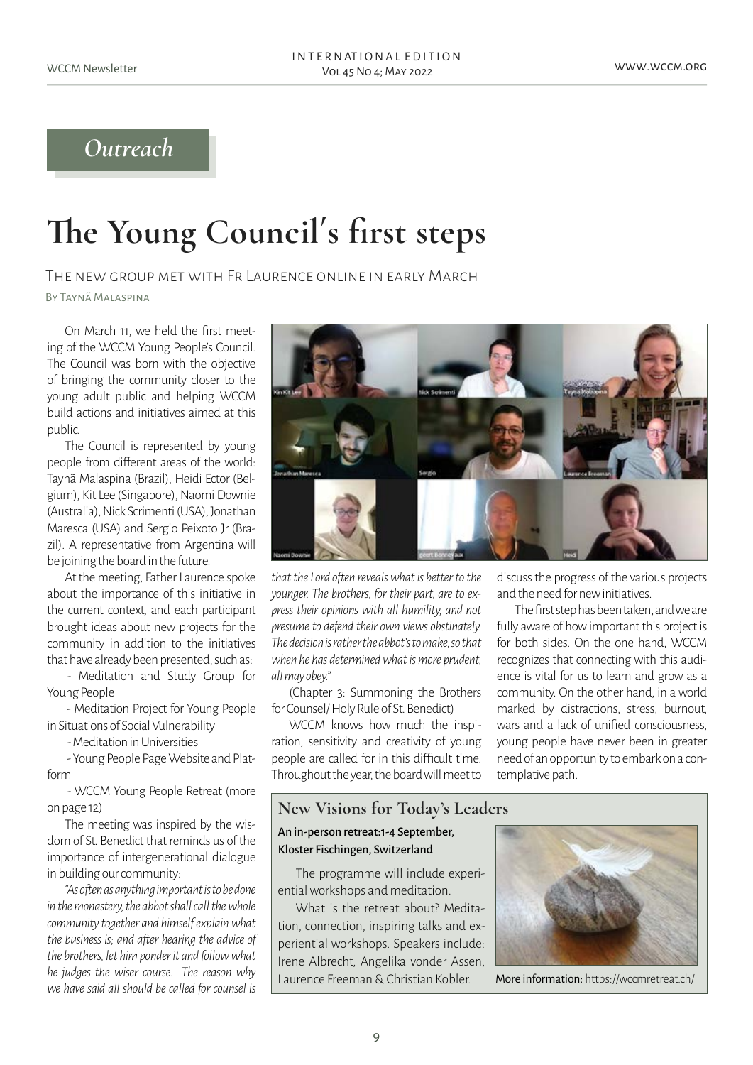## *Outreach*

# The Young Council's first steps

The new group met with Fr Laurence online in early March

By Taynã Malaspina

On March 11, we held the first meeting of the WCCM Young People's Council. The Council was born with the objective of bringing the community closer to the young adult public and helping WCCM build actions and initiatives aimed at this public.

The Council is represented by young people from different areas of the world: Taynã Malaspina (Brazil), Heidi Ector (Belgium), Kit Lee (Singapore), Naomi Downie (Australia), Nick Scrimenti (USA), Jonathan Maresca (USA) and Sergio Peixoto Jr (Brazil). A representative from Argentina will be joining the board in the future.

At the meeting, Father Laurence spoke about the importance of this initiative in the current context, and each participant brought ideas about new projects for the community in addition to the initiatives that have already been presented, such as:

- Meditation and Study Group for Young People
- Meditation Project for Young People in Situations of Social Vulnerability
- Meditation in Universities
- Young People Page Website and Platform
- WCCM Young People Retreat (more on page 12)

The meeting was inspired by the wisdom of St. Benedict that reminds us of the importance of intergenerational dialogue in building our community:

*"As often as anything important is to be done in the monastery, the abbot shall call the whole community together and himself explain what the business is; and after hearing the advice of the brothers, let him ponder it and follow what he judges the wiser course. The reason why we have said all should be called for counsel is that the Lord often reveals what is better to the younger. The brothers, for their part, are to express their opinions with all humility, and not presume to defend their own views obstinately. The decision is rather the abbot's to make, so that when he has determined what is more prudent, all may obey."*

(Chapter 3: Summoning the Brothers for Counsel/ Holy Rule of St. Benedict)

WCCM knows how much the inspiration, sensitivity and creativity of young people are called for in this difficult time. Throughout the year, the board will meet to discuss the progress of the various projects and the need for new initiatives.

The first step has been taken, and we are fully aware of how important this project is for both sides. On the one hand, WCCM recognizes that connecting with this audience is vital for us to learn and grow as a community. On the other hand, in a world marked by distractions, stress, burnout, wars and a lack of unified consciousness, young people have never been in greater need of an opportunity to embark on a contemplative path.

### New Visions for Today's Leaders

**An in-person retreat: 1-4 September, Kloster Fischingen, Switzerland**

The programme will include experiential workshops and meditation.

What is the retreat about? Meditation, connection, inspiring talks and experiential workshops. Speakers include: Irene Albrecht, Angelika vonder Assen, Laurence Freeman & Christian Kobler.

More information: https://wccmretreat.ch/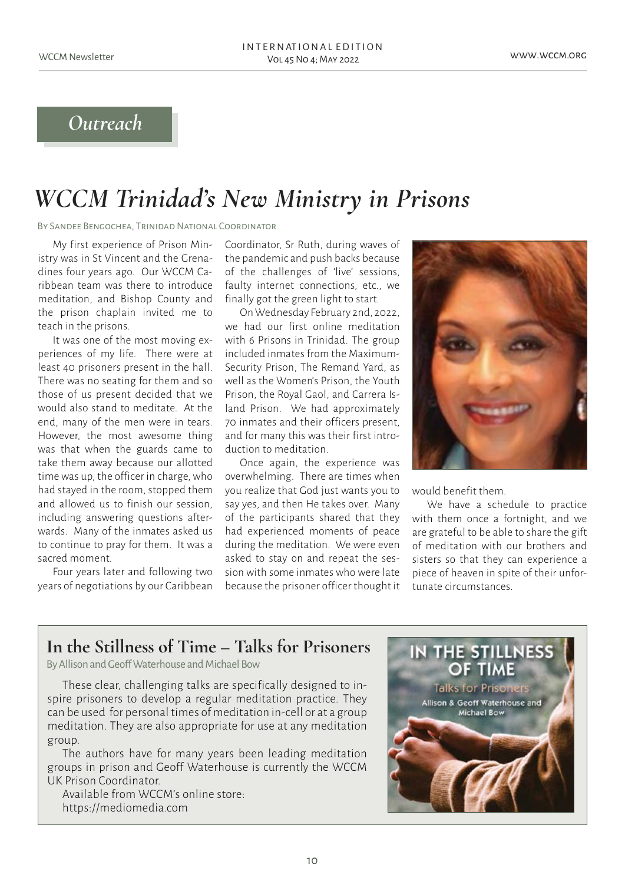## *Outreach*

# *WCCM Trinidad's New Ministry in Prisons*

By Sandee Bengochea, Trinidad National Coordinator

My first experience of Prison Ministry was in St Vincent and the Grenadines four years ago. Our WCCM Caribbean team was there to introduce meditation, and Bishop County and the prison chaplain invited me to teach in the prisons.

It was one of the most moving experiences of my life. There were at least 40 prisoners present in the hall. There was no seating for them and so those of us present decided that we would also stand to meditate. At the end, many of the men were in tears. However, the most awesome thing was that when the guards came to take them away because our allotted time was up, the officer in charge, who had stayed in the room, stopped them and allowed us to finish our session, including answering questions afterwards. Many of the inmates asked us to continue to pray for them. It was a sacred moment.

Four years later and following two years of negotiations by our Caribbean Coordinator, Sr Ruth, during waves of the pandemic and push backs because of the challenges of 'live' sessions, faulty internet connections, etc., we finally got the green light to start.

On Wednesday February 2nd, 2022, we had our first online meditation with 6 Prisons in Trinidad. The group included inmates from the Maximum-Security Prison, The Remand Yard, as well as the Women's Prison, the Youth Prison, the Royal Gaol, and Carrera Island Prison. We had approximately 70 inmates and their officers present, and for many this was their first introduction to meditation.

Once again, the experience was overwhelming. There are times when you realize that God just wants you to say yes, and then He takes over. Many of the participants shared that they had experienced moments of peace during the meditation. We were even asked to stay on and repeat the session with some inmates who were late because the prisoner officer thought it would benefit them.

We have a schedule to practice with them once a fortnight, and we are grateful to be able to share the gift of meditation with our brothers and sisters so that they can experience a piece of heaven in spite of their unfortunate circumstances.

## In the Stillness of Time – Talks for Prisoners

By Allison and Geoff Waterhouse and Michael Bow

These clear, challenging talks are specifically designed to inspire prisoners to develop a regular meditation practice. They can be used for personal times of meditation in-cell or at a group meditation. They are also appropriate for use at any meditation group.

The authors have for many years been leading meditation groups in prison and Geoff Waterhouse is currently the WCCM UK Prison Coordinator.

Available from WCCM's online store:
https://mediomedia.com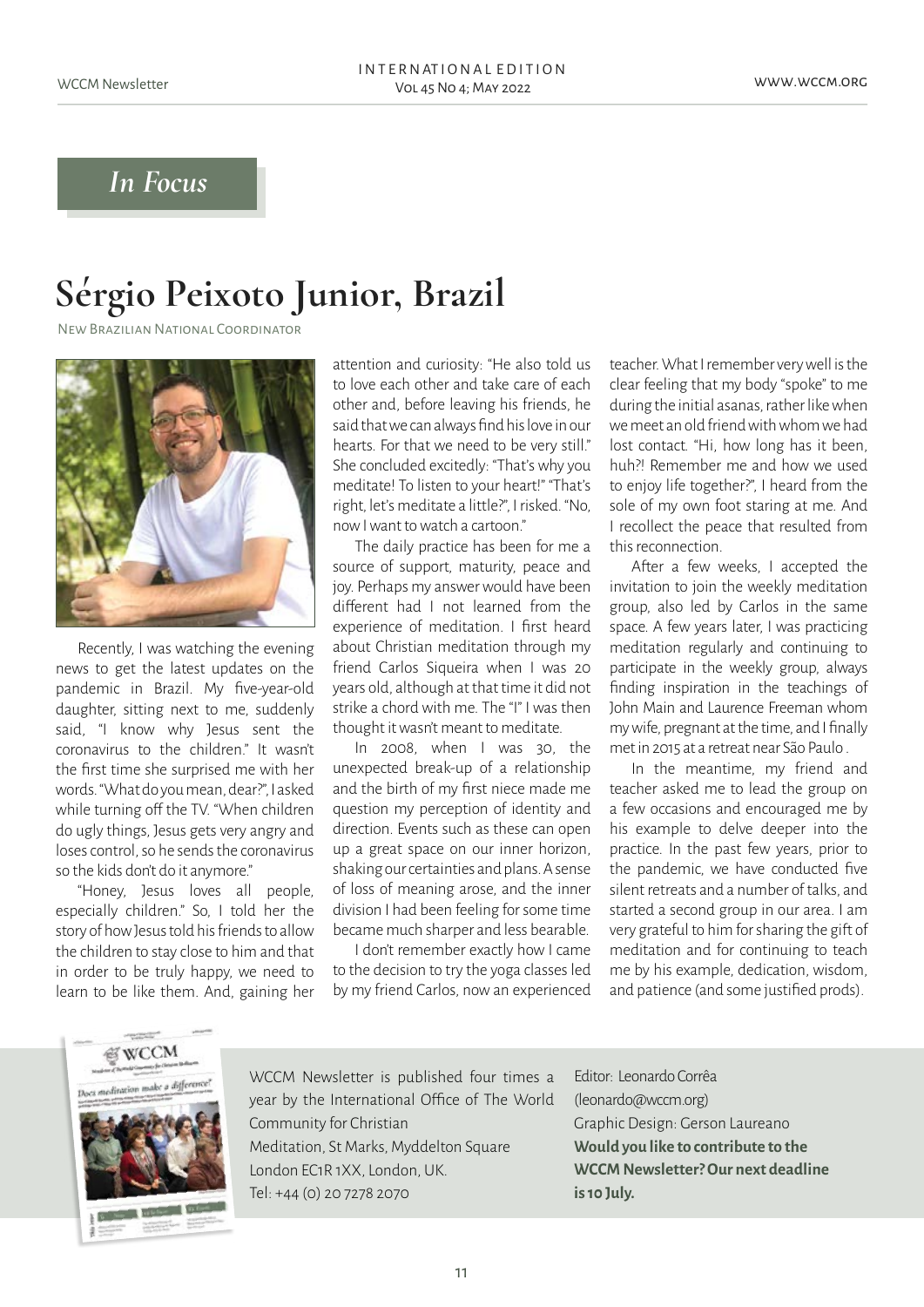## *In Focus*

# Sérgio Peixoto Junior, Brazil

New Brazilian National Coordinator

Recently, I was watching the evening news to get the latest updates on the pandemic in Brazil. My five-year-old daughter, sitting next to me, suddenly said, "I know why Jesus sent the coronavirus to the children." It wasn't the first time she surprised me with her words. "What do you mean, dear?", I asked while turning off the TV. "When children do ugly things, Jesus gets very angry and loses control, so he sends the coronavirus so the kids don't do it anymore."

"Honey, Jesus loves all people, especially children." So, I told her the story of how Jesus told his friends to allow the children to stay close to him and that in order to be truly happy, we need to learn to be like them. And, gaining her attention and curiosity: "He also told us to love each other and take care of each other and, before leaving his friends, he said that we can always find his love in our hearts. For that we need to be very still." She concluded excitedly: "That's why you meditate! To listen to your heart!" "That's right, let's meditate a little?", I risked. "No, now I want to watch a cartoon."

The daily practice has been for me a source of support, maturity, peace and joy. Perhaps my answer would have been different had I not learned from the experience of meditation. I first heard about Christian meditation through my friend Carlos Siqueira when I was 20 years old, although at that time it did not strike a chord with me. The "I" I was then thought it wasn't meant to meditate.

In 2008, when I was 30, the unexpected break-up of a relationship and the birth of my first niece made me question my perception of identity and direction. Events such as these can open up a great space on our inner horizon, shaking our certainties and plans. A sense of loss of meaning arose, and the inner division I had been feeling for some time became much sharper and less bearable.

I don't remember exactly how I came to the decision to try the yoga classes led by my friend Carlos, now an experienced teacher. What I remember very well is the clear feeling that my body "spoke" to me during the initial asanas, rather like when we meet an old friend with whom we had lost contact. "Hi, how long has it been, huh?! Remember me and how we used to enjoy life together?", I heard from the sole of my own foot staring at me. And I recollect the peace that resulted from this reconnection.

After a few weeks, I accepted the invitation to join the weekly meditation group, also led by Carlos in the same space. A few years later, I was practicing meditation regularly and continuing to participate in the weekly group, always finding inspiration in the teachings of John Main and Laurence Freeman whom my wife, pregnant at the time, and I finally met in 2015 at a retreat near São Paulo .

In the meantime, my friend and teacher asked me to lead the group on a few occasions and encouraged me by his example to delve deeper into the practice. In the past few years, prior to the pandemic, we have conducted five silent retreats and a number of talks, and started a second group in our area. I am very grateful to him for sharing the gift of meditation and for continuing to teach me by his example, dedication, wisdom, and patience (and some justified prods).

---

WCCM Newsletter is published four times a year by the International Office of The World Community for Christian Meditation, St Marks, Myddelton Square London EC1R 1XX, London, UK.
Tel: +44 (0) 20 7278 2070

Editor: Leonardo Corrêa
(leonardo@wccm.org)
Graphic Design: Gerson Laureano

**Would you like to contribute to the WCCM Newsletter? Our next deadline is 10 July.**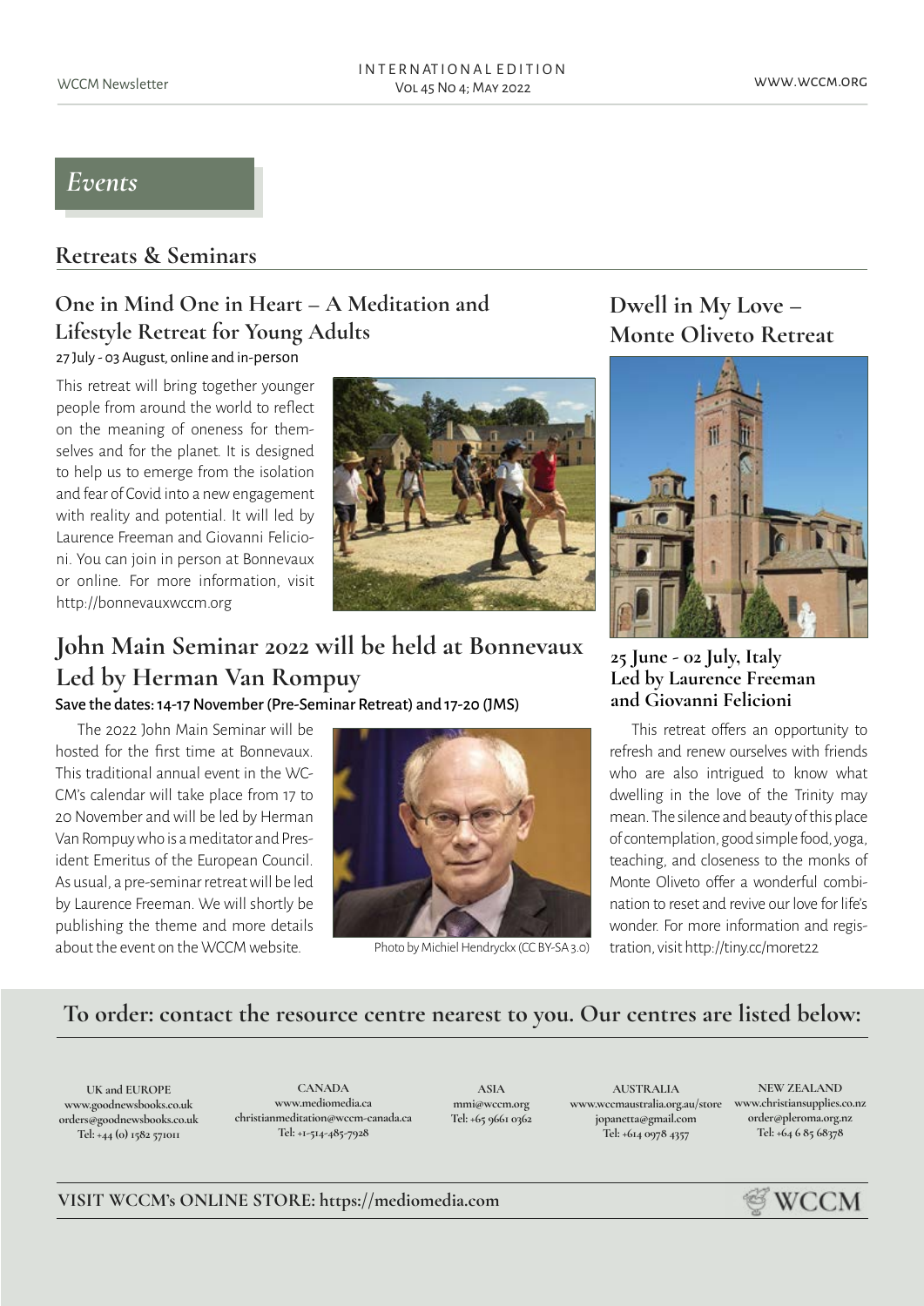## *Events*

### Retreats & Seminars

### One in Mind One in Heart – A Meditation and Lifestyle Retreat for Young Adults

27 July - 03 August, online and in-person

This retreat will bring together younger people from around the world to reflect on the meaning of oneness for themselves and for the planet. It is designed to help us to emerge from the isolation and fear of Covid into a new engagement with reality and potential. It will led by Laurence Freeman and Giovanni Felicioni. You can join in person at Bonnevaux or online. For more information, visit http://bonnevauxwccm.org

### John Main Seminar 2022 will be held at Bonnevaux Led by Herman Van Rompuy

Save the dates: 14-17 November (Pre-Seminar Retreat) and 17-20 (JMS)

The 2022 John Main Seminar will be hosted for the first time at Bonnevaux. This traditional annual event in the WCCM's calendar will take place from 17 to 20 November and will be led by Herman Van Rompuy who is a meditator and President Emeritus of the European Council. As usual, a pre-seminar retreat will be led by Laurence Freeman. We will shortly be publishing the theme and more details about the event on the WCCM website.

Photo by Michiel Hendryckx (CC BY-SA 3.0)

### Dwell in My Love – Monte Oliveto Retreat

**25 June - 02 July, Italy**
**Led by Laurence Freeman and Giovanni Felicioni**

This retreat offers an opportunity to refresh and renew ourselves with friends who are also intrigued to know what dwelling in the love of the Trinity may mean. The silence and beauty of this place of contemplation, good simple food, yoga, teaching, and closeness to the monks of Monte Oliveto offer a wonderful combination to reset and revive our love for life's wonder. For more information and registration, visit http://tiny.cc/moret22

### To order: contact the resource centre nearest to you. Our centres are listed below:

**UK and EUROPE**
www.goodnewsbooks.co.uk
orders@goodnewsbooks.co.uk
Tel: +44 (0) 1582 571011

**CANADA**
www.mediomedia.ca
christianmeditation@wccm-canada.ca
Tel: +1-514-485-7928

**ASIA**
mmi@wccm.org
Tel: +65 9661 0362

**AUSTRALIA**
www.wccmaustralia.org.au/store
jopanetta@gmail.com
Tel: +614 0978 4357

**NEW ZEALAND**
www.christiansupplies.co.nz
order@pleroma.org.nz
Tel: +64 6 85 68378

**VISIT WCCM's ONLINE STORE: https://mediomedia.com**